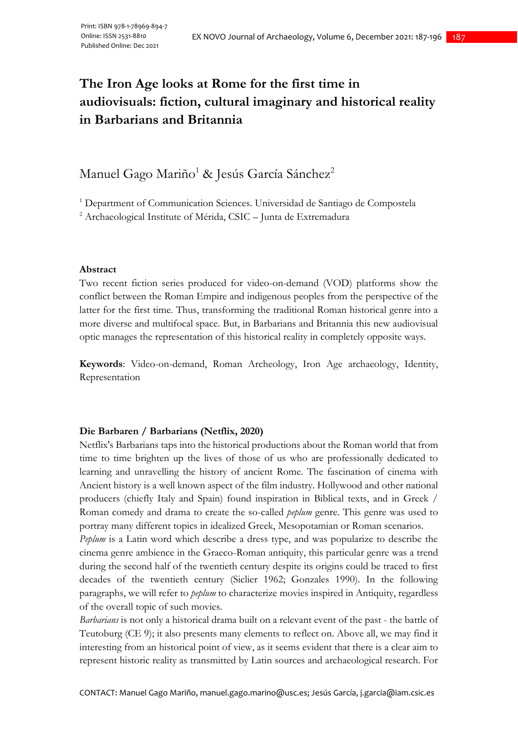# The Iron Age looks at Rome for the first time in audiovisuals: fiction, cultural imaginary and historical reality in Barbarians and Britannia

Manuel Gago Mariño[1] & Jesús García Sánchez[2]

[1] Department of Communication Sciences. Universidad de Santiago de Compostela

[2] Archaeological Institute of Mérida, CSIC – Junta de Extremadura

### Abstract

Two recent fiction series produced for video-on-demand (VOD) platforms show the conflict between the Roman Empire and indigenous peoples from the perspective of the latter for the first time. Thus, transforming the traditional Roman historical genre into a more diverse and multifocal space. But, in Barbarians and Britannia this new audiovisual optic manages the representation of this historical reality in completely opposite ways.

**Keywords**: Video-on-demand, Roman Archeology, Iron Age archaeology, Identity, Representation

## Die Barbaren / Barbarians (Netflix, 2020)

Netflix's Barbarians taps into the historical productions about the Roman world that from time to time brighten up the lives of those of us who are professionally dedicated to learning and unravelling the history of ancient Rome. The fascination of cinema with Ancient history is a well known aspect of the film industry. Hollywood and other national producers (chiefly Italy and Spain) found inspiration in Biblical texts, and in Greek / Roman comedy and drama to create the so-called *peplum* genre. This genre was used to portray many different topics in idealized Greek, Mesopotamian or Roman scenarios.

*Peplum* is a Latin word which describe a dress type, and was popularize to describe the cinema genre ambience in the Graeco-Roman antiquity, this particular genre was a trend during the second half of the twentieth century despite its origins could be traced to first decades of the twentieth century (Siclier 1962; Gonzales 1990). In the following paragraphs, we will refer to *peplum* to characterize movies inspired in Antiquity, regardless of the overall topic of such movies.

*Barbarians* is not only a historical drama built on a relevant event of the past - the battle of Teutoburg (CE 9); it also presents many elements to reflect on. Above all, we may find it interesting from an historical point of view, as it seems evident that there is a clear aim to represent historic reality as transmitted by Latin sources and archaeological research. For

CONTACT: Manuel Gago Mariño, manuel.gago.marino@usc.es; Jesús García, j.garcia@iam.csic.es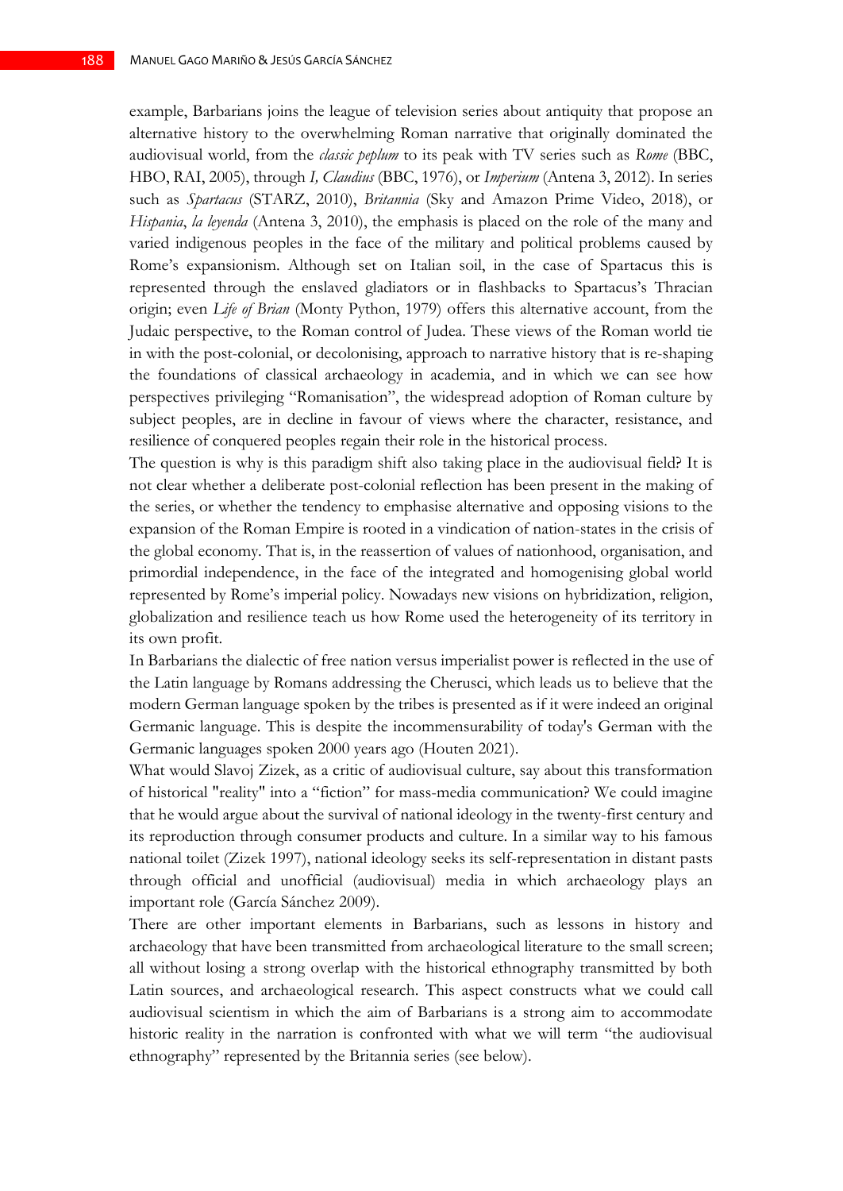example, Barbarians joins the league of television series about antiquity that propose an alternative history to the overwhelming Roman narrative that originally dominated the audiovisual world, from the *classic peplum* to its peak with TV series such as *Rome* (BBC, HBO, RAI, 2005), through *I, Claudius* (BBC, 1976), or *Imperium* (Antena 3, 2012). In series such as *Spartacus* (STARZ, 2010), *Britannia* (Sky and Amazon Prime Video, 2018), or *Hispania*, *la leyenda* (Antena 3, 2010), the emphasis is placed on the role of the many and varied indigenous peoples in the face of the military and political problems caused by Rome's expansionism. Although set on Italian soil, in the case of Spartacus this is represented through the enslaved gladiators or in flashbacks to Spartacus's Thracian origin; even *Life of Brian* (Monty Python, 1979) offers this alternative account, from the Judaic perspective, to the Roman control of Judea. These views of the Roman world tie in with the post-colonial, or decolonising, approach to narrative history that is re-shaping the foundations of classical archaeology in academia, and in which we can see how perspectives privileging "Romanisation", the widespread adoption of Roman culture by subject peoples, are in decline in favour of views where the character, resistance, and resilience of conquered peoples regain their role in the historical process.

The question is why is this paradigm shift also taking place in the audiovisual field? It is not clear whether a deliberate post-colonial reflection has been present in the making of the series, or whether the tendency to emphasise alternative and opposing visions to the expansion of the Roman Empire is rooted in a vindication of nation-states in the crisis of the global economy. That is, in the reassertion of values of nationhood, organisation, and primordial independence, in the face of the integrated and homogenising global world represented by Rome's imperial policy. Nowadays new visions on hybridization, religion, globalization and resilience teach us how Rome used the heterogeneity of its territory in its own profit.

In Barbarians the dialectic of free nation versus imperialist power is reflected in the use of the Latin language by Romans addressing the Cherusci, which leads us to believe that the modern German language spoken by the tribes is presented as if it were indeed an original Germanic language. This is despite the incommensurability of today's German with the Germanic languages spoken 2000 years ago (Houten 2021).

What would Slavoj Zizek, as a critic of audiovisual culture, say about this transformation of historical "reality" into a "fiction" for mass-media communication? We could imagine that he would argue about the survival of national ideology in the twenty-first century and its reproduction through consumer products and culture. In a similar way to his famous national toilet (Zizek 1997), national ideology seeks its self-representation in distant pasts through official and unofficial (audiovisual) media in which archaeology plays an important role (García Sánchez 2009).

There are other important elements in Barbarians, such as lessons in history and archaeology that have been transmitted from archaeological literature to the small screen; all without losing a strong overlap with the historical ethnography transmitted by both Latin sources, and archaeological research. This aspect constructs what we could call audiovisual scientism in which the aim of Barbarians is a strong aim to accommodate historic reality in the narration is confronted with what we will term "the audiovisual ethnography" represented by the Britannia series (see below).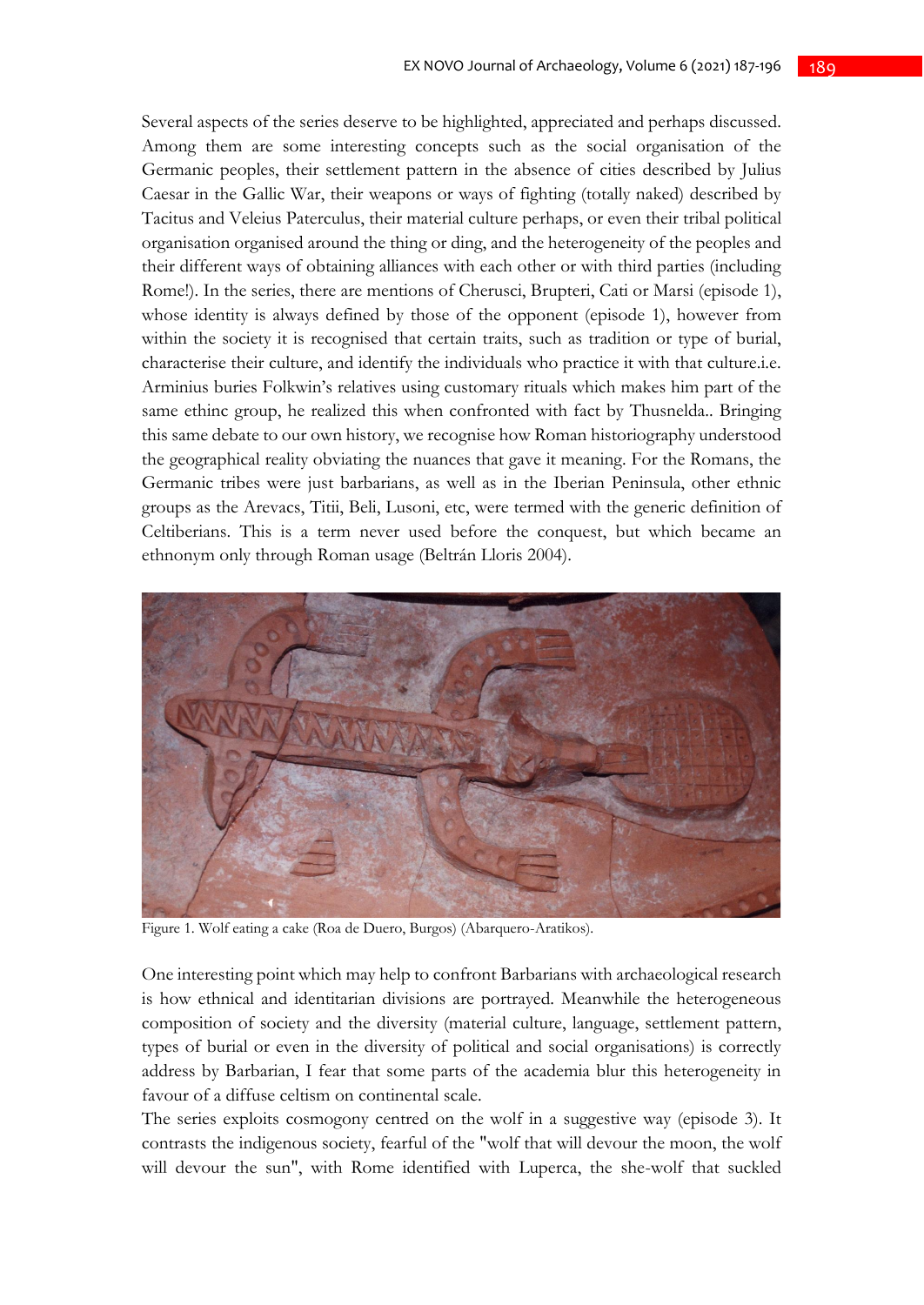Several aspects of the series deserve to be highlighted, appreciated and perhaps discussed. Among them are some interesting concepts such as the social organisation of the Germanic peoples, their settlement pattern in the absence of cities described by Julius Caesar in the Gallic War, their weapons or ways of fighting (totally naked) described by Tacitus and Veleius Paterculus, their material culture perhaps, or even their tribal political organisation organised around the thing or ding, and the heterogeneity of the peoples and their different ways of obtaining alliances with each other or with third parties (including Rome!). In the series, there are mentions of Cherusci, Brupteri, Cati or Marsi (episode 1), whose identity is always defined by those of the opponent (episode 1), however from within the society it is recognised that certain traits, such as tradition or type of burial, characterise their culture, and identify the individuals who practice it with that culture.i.e. Arminius buries Folkwin's relatives using customary rituals which makes him part of the same ethinc group, he realized this when confronted with fact by Thusnelda.. Bringing this same debate to our own history, we recognise how Roman historiography understood the geographical reality obviating the nuances that gave it meaning. For the Romans, the Germanic tribes were just barbarians, as well as in the Iberian Peninsula, other ethnic groups as the Arevacs, Titii, Beli, Lusoni, etc, were termed with the generic definition of Celtiberians. This is a term never used before the conquest, but which became an ethnonym only through Roman usage (Beltrán Lloris 2004).

Figure 1. Wolf eating a cake (Roa de Duero, Burgos) (Abarquero-Aratikos).

One interesting point which may help to confront Barbarians with archaeological research is how ethnical and identitarian divisions are portrayed. Meanwhile the heterogeneous composition of society and the diversity (material culture, language, settlement pattern, types of burial or even in the diversity of political and social organisations) is correctly address by Barbarian, I fear that some parts of the academia blur this heterogeneity in favour of a diffuse celtism on continental scale.

The series exploits cosmogony centred on the wolf in a suggestive way (episode 3). It contrasts the indigenous society, fearful of the "wolf that will devour the moon, the wolf will devour the sun", with Rome identified with Luperca, the she-wolf that suckled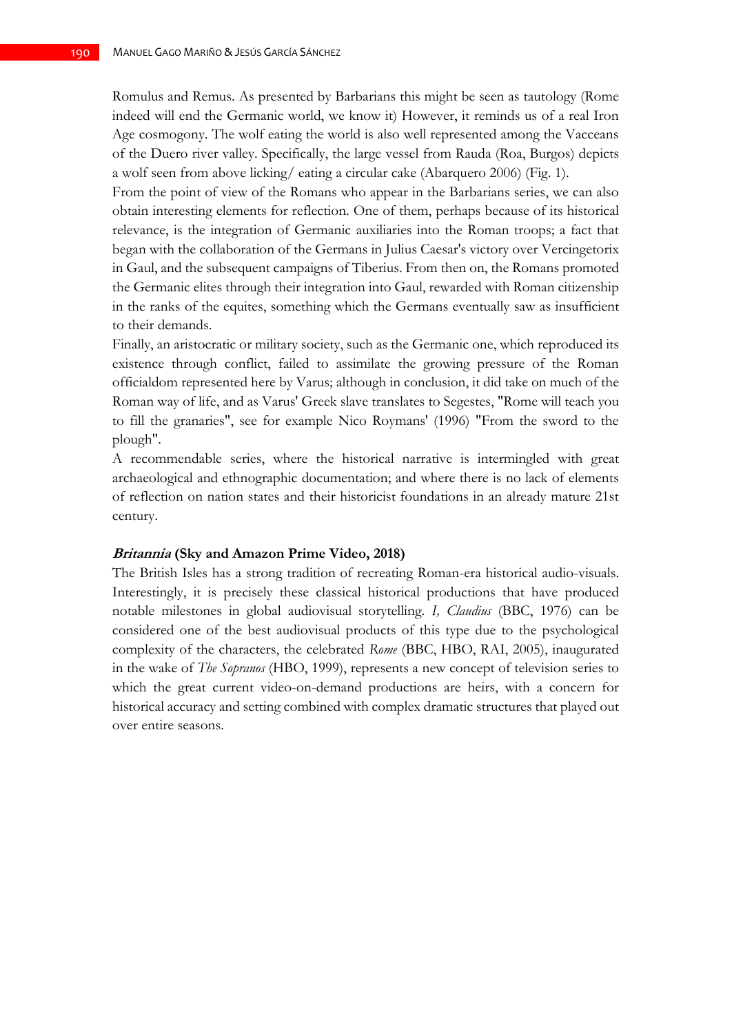Romulus and Remus. As presented by Barbarians this might be seen as tautology (Rome indeed will end the Germanic world, we know it) However, it reminds us of a real Iron Age cosmogony. The wolf eating the world is also well represented among the Vacceans of the Duero river valley. Specifically, the large vessel from Rauda (Roa, Burgos) depicts a wolf seen from above licking/ eating a circular cake (Abarquero 2006) (Fig. 1).

From the point of view of the Romans who appear in the Barbarians series, we can also obtain interesting elements for reflection. One of them, perhaps because of its historical relevance, is the integration of Germanic auxiliaries into the Roman troops; a fact that began with the collaboration of the Germans in Julius Caesar's victory over Vercingetorix in Gaul, and the subsequent campaigns of Tiberius. From then on, the Romans promoted the Germanic elites through their integration into Gaul, rewarded with Roman citizenship in the ranks of the equites, something which the Germans eventually saw as insufficient to their demands.

Finally, an aristocratic or military society, such as the Germanic one, which reproduced its existence through conflict, failed to assimilate the growing pressure of the Roman officialdom represented here by Varus; although in conclusion, it did take on much of the Roman way of life, and as Varus' Greek slave translates to Segestes, "Rome will teach you to fill the granaries", see for example Nico Roymans' (1996) "From the sword to the plough".

A recommendable series, where the historical narrative is intermingled with great archaeological and ethnographic documentation; and where there is no lack of elements of reflection on nation states and their historicist foundations in an already mature 21st century.

### ***Britannia* (Sky and Amazon Prime Video, 2018)**

The British Isles has a strong tradition of recreating Roman-era historical audio-visuals. Interestingly, it is precisely these classical historical productions that have produced notable milestones in global audiovisual storytelling. *I, Claudius* (BBC, 1976) can be considered one of the best audiovisual products of this type due to the psychological complexity of the characters, the celebrated *Rome* (BBC, HBO, RAI, 2005), inaugurated in the wake of *The Sopranos* (HBO, 1999), represents a new concept of television series to which the great current video-on-demand productions are heirs, with a concern for historical accuracy and setting combined with complex dramatic structures that played out over entire seasons.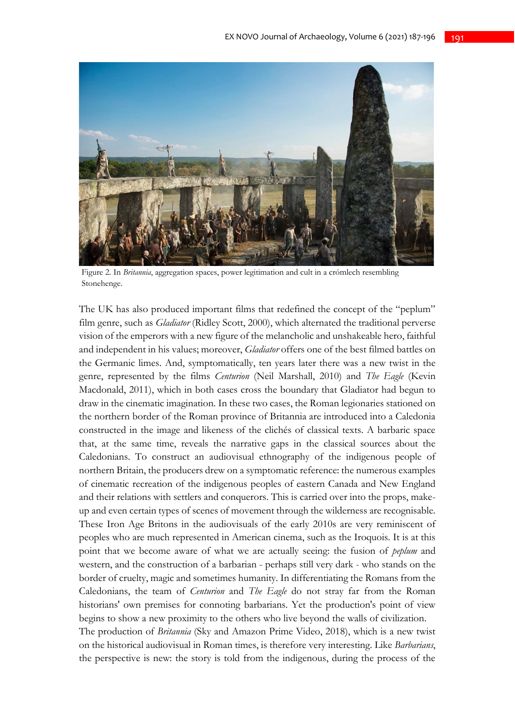Figure 2. In *Britannia*, aggregation spaces, power legitimation and cult in a crómlech resembling Stonehenge.

The UK has also produced important films that redefined the concept of the "peplum" film genre, such as *Gladiator* (Ridley Scott, 2000), which alternated the traditional perverse vision of the emperors with a new figure of the melancholic and unshakeable hero, faithful and independent in his values; moreover, *Gladiator* offers one of the best filmed battles on the Germanic limes. And, symptomatically, ten years later there was a new twist in the genre, represented by the films *Centurion* (Neil Marshall, 2010) and *The Eagle* (Kevin Macdonald, 2011), which in both cases cross the boundary that Gladiator had begun to draw in the cinematic imagination. In these two cases, the Roman legionaries stationed on the northern border of the Roman province of Britannia are introduced into a Caledonia constructed in the image and likeness of the clichés of classical texts. A barbaric space that, at the same time, reveals the narrative gaps in the classical sources about the Caledonians. To construct an audiovisual ethnography of the indigenous people of northern Britain, the producers drew on a symptomatic reference: the numerous examples of cinematic recreation of the indigenous peoples of eastern Canada and New England and their relations with settlers and conquerors. This is carried over into the props, make-up and even certain types of scenes of movement through the wilderness are recognisable. These Iron Age Britons in the audiovisuals of the early 2010s are very reminiscent of peoples who are much represented in American cinema, such as the Iroquois. It is at this point that we become aware of what we are actually seeing: the fusion of *peplum* and western, and the construction of a barbarian - perhaps still very dark - who stands on the border of cruelty, magic and sometimes humanity. In differentiating the Romans from the Caledonians, the team of *Centurion* and *The Eagle* do not stray far from the Roman historians' own premises for connoting barbarians. Yet the production's point of view begins to show a new proximity to the others who live beyond the walls of civilization.

The production of *Britannia* (Sky and Amazon Prime Video, 2018), which is a new twist on the historical audiovisual in Roman times, is therefore very interesting. Like *Barbarians*, the perspective is new: the story is told from the indigenous, during the process of the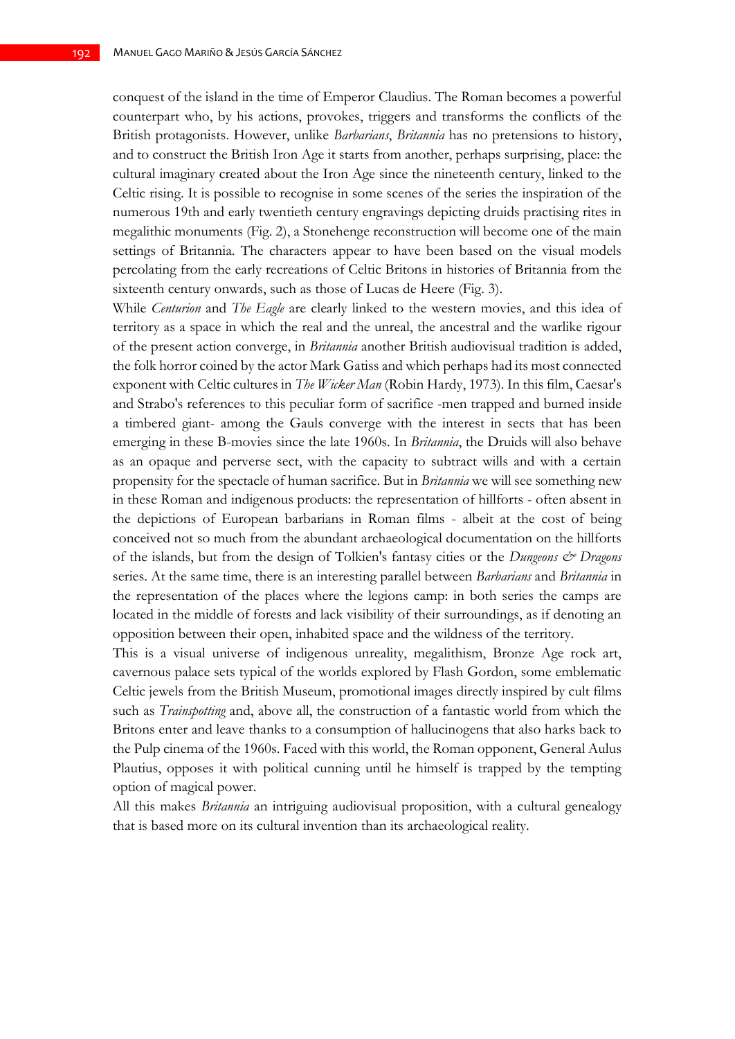conquest of the island in the time of Emperor Claudius. The Roman becomes a powerful counterpart who, by his actions, provokes, triggers and transforms the conflicts of the British protagonists. However, unlike *Barbarians*, *Britannia* has no pretensions to history, and to construct the British Iron Age it starts from another, perhaps surprising, place: the cultural imaginary created about the Iron Age since the nineteenth century, linked to the Celtic rising. It is possible to recognise in some scenes of the series the inspiration of the numerous 19th and early twentieth century engravings depicting druids practising rites in megalithic monuments (Fig. 2), a Stonehenge reconstruction will become one of the main settings of Britannia. The characters appear to have been based on the visual models percolating from the early recreations of Celtic Britons in histories of Britannia from the sixteenth century onwards, such as those of Lucas de Heere (Fig. 3).

While *Centurion* and *The Eagle* are clearly linked to the western movies, and this idea of territory as a space in which the real and the unreal, the ancestral and the warlike rigour of the present action converge, in *Britannia* another British audiovisual tradition is added, the folk horror coined by the actor Mark Gatiss and which perhaps had its most connected exponent with Celtic cultures in *The Wicker Man* (Robin Hardy, 1973). In this film, Caesar's and Strabo's references to this peculiar form of sacrifice -men trapped and burned inside a timbered giant- among the Gauls converge with the interest in sects that has been emerging in these B-movies since the late 1960s. In *Britannia*, the Druids will also behave as an opaque and perverse sect, with the capacity to subtract wills and with a certain propensity for the spectacle of human sacrifice. But in *Britannia* we will see something new in these Roman and indigenous products: the representation of hillforts - often absent in the depictions of European barbarians in Roman films - albeit at the cost of being conceived not so much from the abundant archaeological documentation on the hillforts of the islands, but from the design of Tolkien's fantasy cities or the *Dungeons & Dragons* series. At the same time, there is an interesting parallel between *Barbarians* and *Britannia* in the representation of the places where the legions camp: in both series the camps are located in the middle of forests and lack visibility of their surroundings, as if denoting an opposition between their open, inhabited space and the wildness of the territory.

This is a visual universe of indigenous unreality, megalithism, Bronze Age rock art, cavernous palace sets typical of the worlds explored by Flash Gordon, some emblematic Celtic jewels from the British Museum, promotional images directly inspired by cult films such as *Trainspotting* and, above all, the construction of a fantastic world from which the Britons enter and leave thanks to a consumption of hallucinogens that also harks back to the Pulp cinema of the 1960s. Faced with this world, the Roman opponent, General Aulus Plautius, opposes it with political cunning until he himself is trapped by the tempting option of magical power.

All this makes *Britannia* an intriguing audiovisual proposition, with a cultural genealogy that is based more on its cultural invention than its archaeological reality.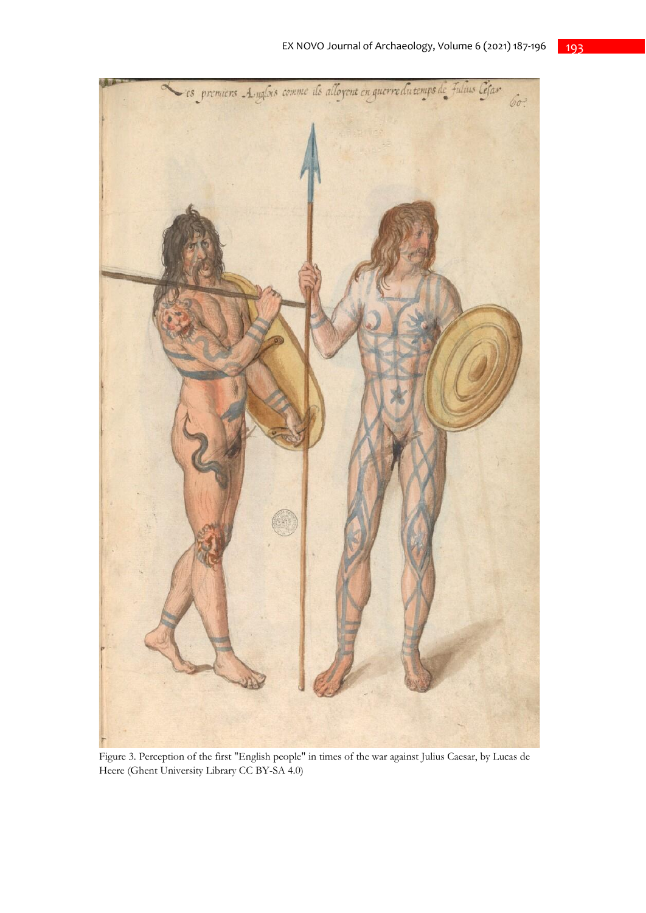Figure 3. Perception of the first "English people" in times of the war against Julius Caesar, by Lucas de Heere (Ghent University Library CC BY-SA 4.0)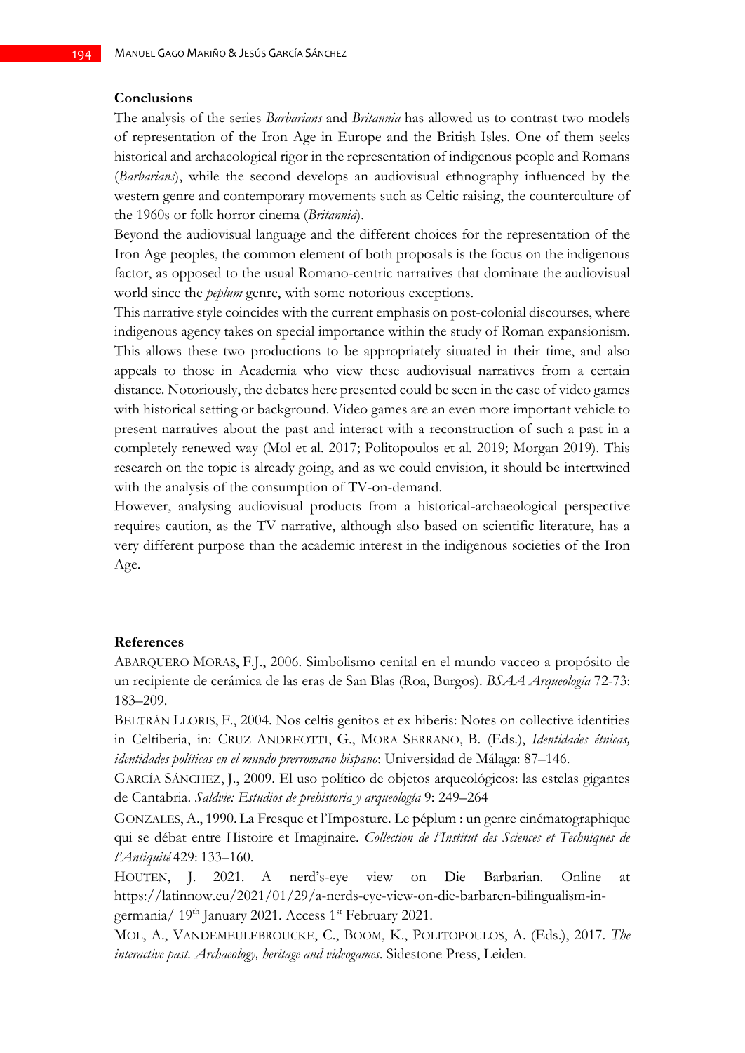### Conclusions

The analysis of the series *Barbarians* and *Britannia* has allowed us to contrast two models of representation of the Iron Age in Europe and the British Isles. One of them seeks historical and archaeological rigor in the representation of indigenous people and Romans (*Barbarians*), while the second develops an audiovisual ethnography influenced by the western genre and contemporary movements such as Celtic raising, the counterculture of the 1960s or folk horror cinema (*Britannia*).

Beyond the audiovisual language and the different choices for the representation of the Iron Age peoples, the common element of both proposals is the focus on the indigenous factor, as opposed to the usual Romano-centric narratives that dominate the audiovisual world since the *peplum* genre, with some notorious exceptions.

This narrative style coincides with the current emphasis on post-colonial discourses, where indigenous agency takes on special importance within the study of Roman expansionism. This allows these two productions to be appropriately situated in their time, and also appeals to those in Academia who view these audiovisual narratives from a certain distance. Notoriously, the debates here presented could be seen in the case of video games with historical setting or background. Video games are an even more important vehicle to present narratives about the past and interact with a reconstruction of such a past in a completely renewed way (Mol et al. 2017; Politopoulos et al. 2019; Morgan 2019). This research on the topic is already going, and as we could envision, it should be intertwined with the analysis of the consumption of TV-on-demand.

However, analysing audiovisual products from a historical-archaeological perspective requires caution, as the TV narrative, although also based on scientific literature, has a very different purpose than the academic interest in the indigenous societies of the Iron Age.

### References

Abarquero Moras, F.J., 2006. Simbolismo cenital en el mundo vacceo a propósito de un recipiente de cerámica de las eras de San Blas (Roa, Burgos). *BSAA Arqueología* 72-73: 183–209.

Beltrán Lloris, F., 2004. Nos celtis genitos et ex hiberis: Notes on collective identities in Celtiberia, in: Cruz Andreotti, G., Mora Serrano, B. (Eds.), *Identidades étnicas, identidades políticas en el mundo prerromano hispano*: Universidad de Málaga: 87–146.

García Sánchez, J., 2009. El uso político de objetos arqueológicos: las estelas gigantes de Cantabria. *Saldvie: Estudios de prehistoria y arqueología* 9: 249–264

Gonzales, A., 1990. La Fresque et l'Imposture. Le péplum : un genre cinématographique qui se débat entre Histoire et Imaginaire. *Collection de l'Institut des Sciences et Techniques de l'Antiquité* 429: 133–160.

Houten, J. 2021. A nerd's-eye view on Die Barbarian. Online at https://latinnow.eu/2021/01/29/a-nerds-eye-view-on-die-barbaren-bilingualism-in-germania/ 19th January 2021. Access 1st February 2021.

Mol, A., Vandemeulebroucke, C., Boom, K., Politopoulos, A. (Eds.), 2017. *The interactive past. Archaeology, heritage and videogames*. Sidestone Press, Leiden.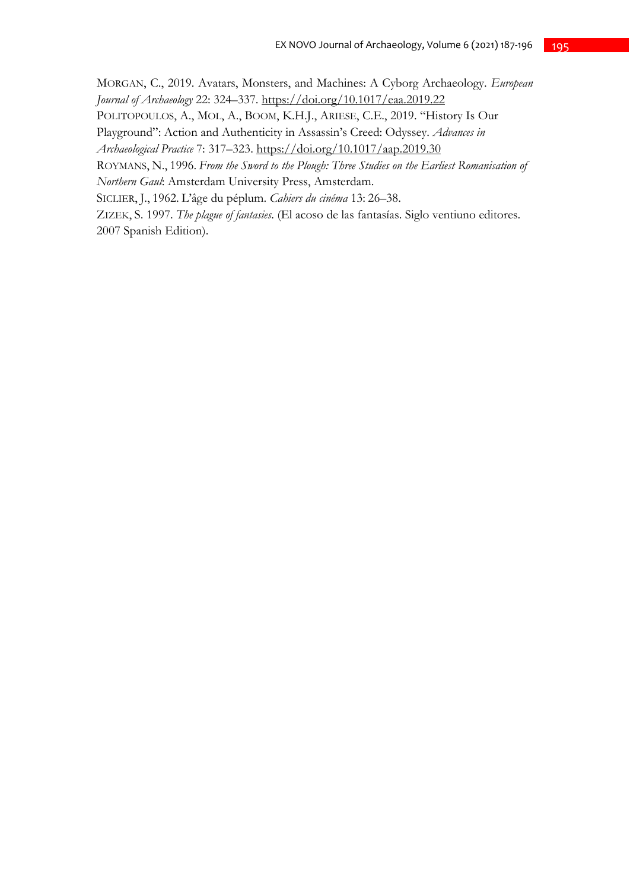MORGAN, C., 2019. Avatars, Monsters, and Machines: A Cyborg Archaeology. *European Journal of Archaeology* 22: 324–337. https://doi.org/10.1017/eaa.2019.22

POLITOPOULOS, A., MOL, A., BOOM, K.H.J., ARIESE, C.E., 2019. "History Is Our Playground": Action and Authenticity in Assassin's Creed: Odyssey. *Advances in Archaeological Practice* 7: 317–323. https://doi.org/10.1017/aap.2019.30

ROYMANS, N., 1996. *From the Sword to the Plough: Three Studies on the Earliest Romanisation of Northern Gaul*: Amsterdam University Press, Amsterdam.

SICLIER, J., 1962. L'âge du péplum. *Cahiers du cinéma* 13: 26–38.

ZIZEK, S. 1997. *The plague of fantasies*. (El acoso de las fantasías. Siglo ventiuno editores. 2007 Spanish Edition).